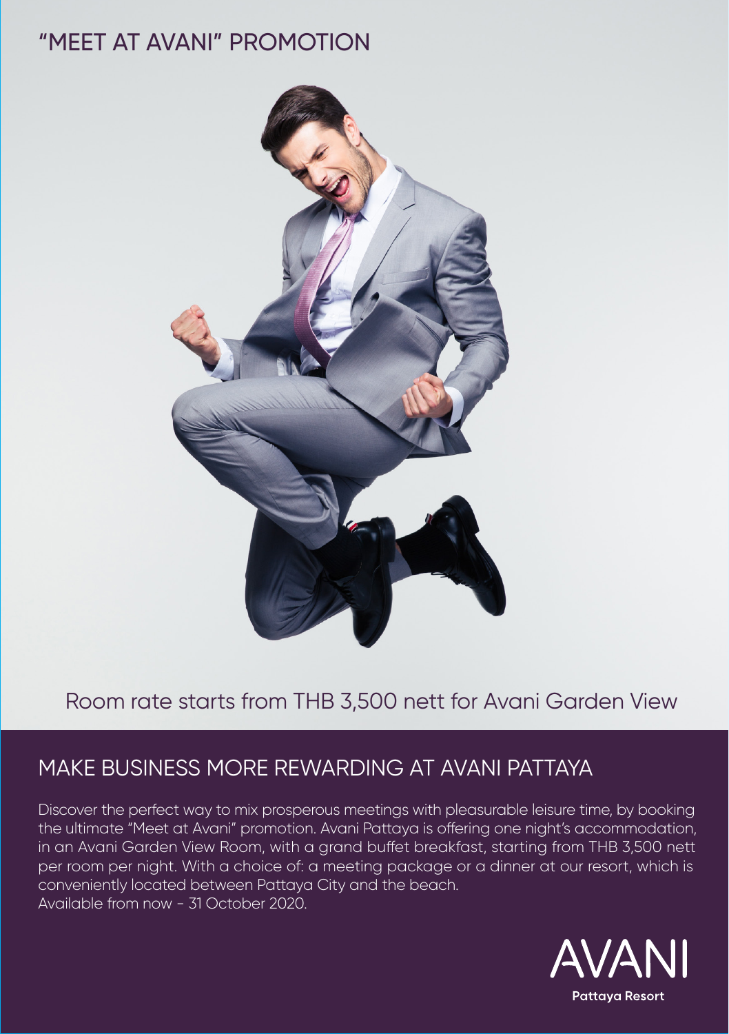# "MEET AT AVANI" PROMOTION

Room rate starts from THB 3,500 nett for Avani Garden View

## MAKE BUSINESS MORE REWARDING AT AVANI PATTAYA

Discover the perfect way to mix prosperous meetings with pleasurable leisure time, by booking the ultimate "Meet at Avani" promotion. Avani Pattaya is offering one night's accommodation, in an Avani Garden View Room, with a grand buffet breakfast, starting from THB 3,500 nett per room per night. With a choice of: a meeting package or a dinner at our resort, which is conveniently located between Pattaya City and the beach.
Available from now - 31 October 2020.

AVANI
Pattaya Resort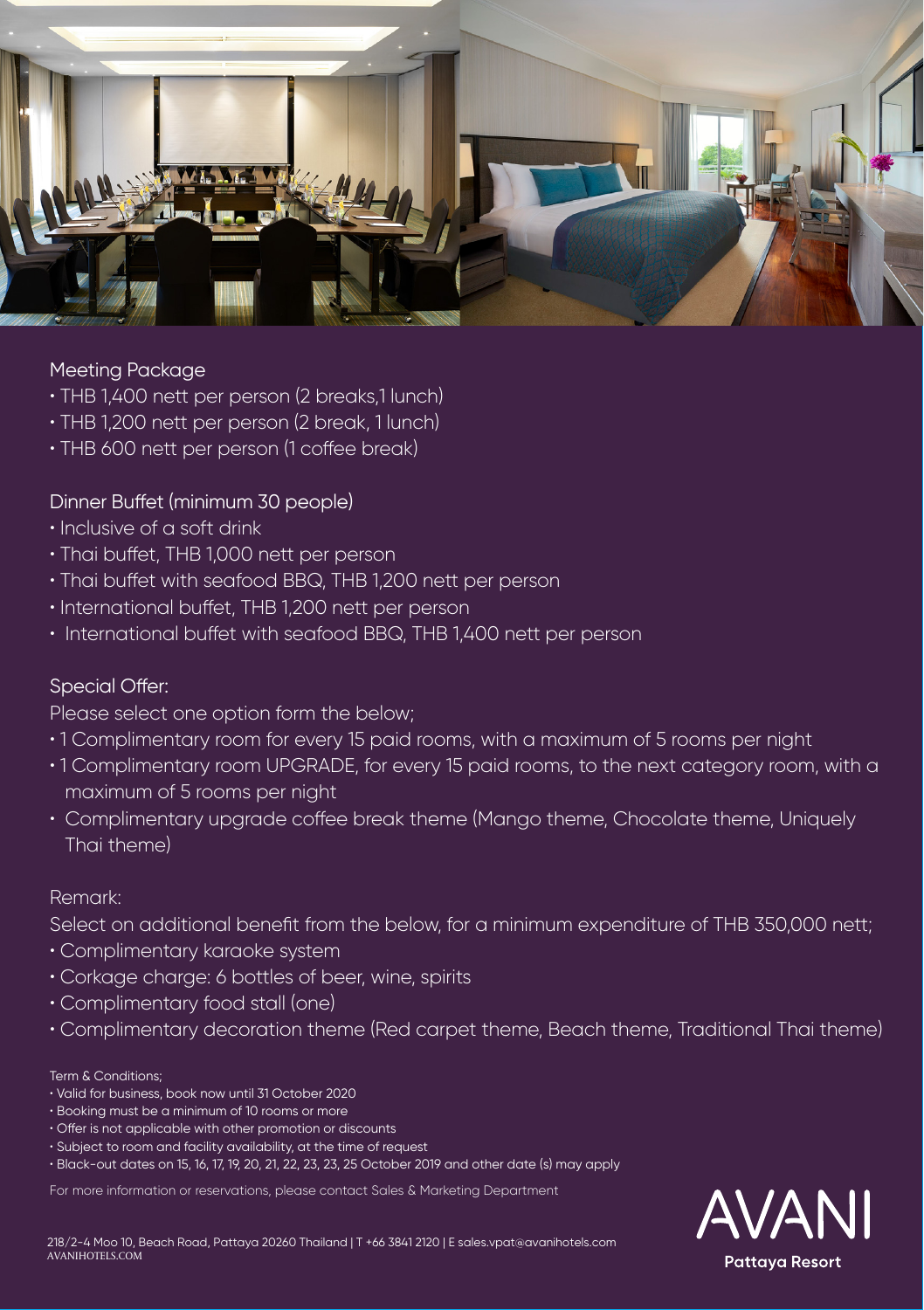## Meeting Package

- THB 1,400 nett per person (2 breaks,1 lunch)
- THB 1,200 nett per person (2 break, 1 lunch)
- THB 600 nett per person (1 coffee break)

## Dinner Buffet (minimum 30 people)

- Inclusive of a soft drink
- Thai buffet, THB 1,000 nett per person
- Thai buffet with seafood BBQ, THB 1,200 nett per person
- International buffet, THB 1,200 nett per person
- International buffet with seafood BBQ, THB 1,400 nett per person

## Special Offer:

Please select one option form the below;

- 1 Complimentary room for every 15 paid rooms, with a maximum of 5 rooms per night
- 1 Complimentary room UPGRADE, for every 15 paid rooms, to the next category room, with a maximum of 5 rooms per night
- Complimentary upgrade coffee break theme (Mango theme, Chocolate theme, Uniquely Thai theme)

## Remark:

Select on additional benefit from the below, for a minimum expenditure of THB 350,000 nett;

- Complimentary karaoke system
- Corkage charge: 6 bottles of beer, wine, spirits
- Complimentary food stall (one)
- Complimentary decoration theme (Red carpet theme, Beach theme, Traditional Thai theme)

Term & Conditions;

- Valid for business, book now until 31 October 2020
- Booking must be a minimum of 10 rooms or more
- Offer is not applicable with other promotion or discounts
- Subject to room and facility availability, at the time of request
- Black-out dates on 15, 16, 17, 19, 20, 21, 22, 23, 23, 25 October 2019 and other date (s) may apply

For more information or reservations, please contact Sales & Marketing Department

218/2-4 Moo 10, Beach Road, Pattaya 20260 Thailand | T +66 3841 2120 | E sales.vpat@avanihotels.com
AVANIHOTELS.COM

AVANI
Pattaya Resort